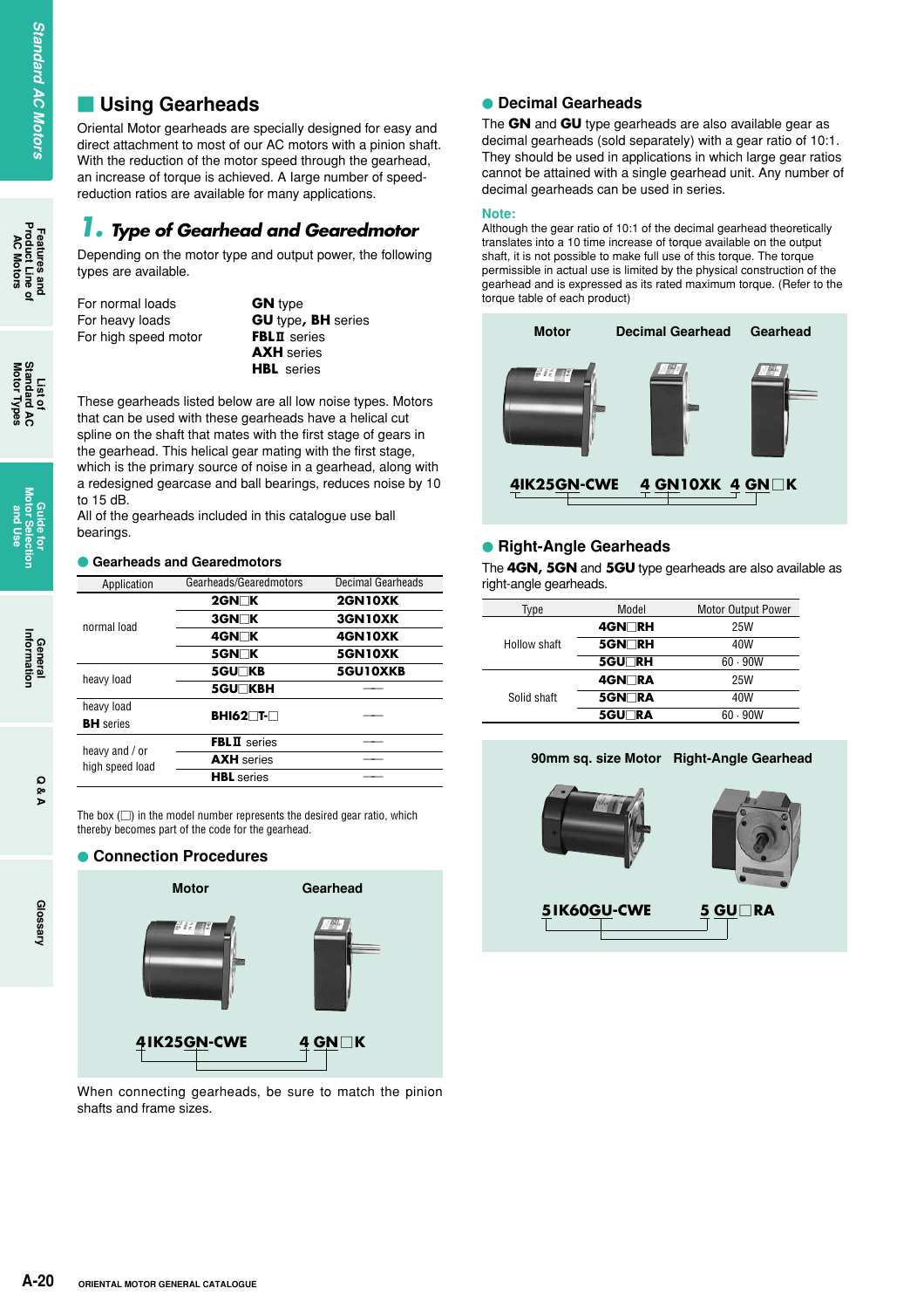## Using Gearheads

Oriental Motor gearheads are specially designed for easy and direct attachment to most of our AC motors with a pinion shaft. With the reduction of the motor speed through the gearhead, an increase of torque is achieved. A large number of speed-reduction ratios are available for many applications.

### 1. Type of Gearhead and Gearedmotor

Depending on the motor type and output power, the following types are available.

| | |
|---|---|
| For normal loads | **GN** type |
| For heavy loads | **GU** type, **BH** series |
| For high speed motor | **FBLⅡ** series |
| | **AXH** series |
| | **HBL** series |

These gearheads listed below are all low noise types. Motors that can be used with these gearheads have a helical cut spline on the shaft that mates with the first stage of gears in the gearhead. This helical gear mating with the first stage, which is the primary source of noise in a gearhead, along with a redesigned gearcase and ball bearings, reduces noise by 10 to 15 dB.
All of the gearheads included in this catalogue use ball bearings.

#### ● Gearheads and Gearedmotors

| Application | Gearheads/Gearedmotors | Decimal Gearheads |
|---|---|---|
| normal load | **2GN□K** | **2GN10XK** |
| | **3GN□K** | **3GN10XK** |
| | **4GN□K** | **4GN10XK** |
| | **5GN□K** | **5GN10XK** |
| heavy load | **5GU□KB** | **5GU10XKB** |
| | **5GU□KBH** | — |
| heavy load **BH** series | **BHI62□T-□** | — |
| heavy load / or high speed load | **FBLⅡ** series | — |
| | **AXH** series | — |
| | **HBL** series | — |

The box (□) in the model number represents the desired gear ratio, which thereby becomes part of the code for the gearhead.

#### ● Connection Procedures

Motor　　Gearhead

**4IK25GN-CWE**　　**4 GN□K**

When connecting gearheads, be sure to match the pinion shafts and frame sizes.

#### ● Decimal Gearheads

The **GN** and **GU** type gearheads are also available gear as decimal gearheads (sold separately) with a gear ratio of 10:1. They should be used in applications in which large gear ratios cannot be attained with a single gearhead unit. Any number of decimal gearheads can be used in series.

**Note:**
Although the gear ratio of 10:1 of the decimal gearhead theoretically translates into a 10 time increase of torque available on the output shaft, it is not possible to make full use of this torque. The torque permissible in actual use is limited by the physical construction of the gearhead and is expressed as its rated maximum torque. (Refer to the torque table of each product)

Motor　　Decimal Gearhead　　Gearhead

**4IK25GN-CWE**　　**4 GN10XK**　　**4 GN□K**

#### ● Right-Angle Gearheads

The **4GN, 5GN** and **5GU** type gearheads are also available as right-angle gearheads.

| Type | Model | Motor Output Power |
|---|---|---|
| Hollow shaft | **4GN□RH** | 25W |
| | **5GN□RH** | 40W |
| | **5GU□RH** | 60 · 90W |
| Solid shaft | **4GN□RA** | 25W |
| | **5GN□RA** | 40W |
| | **5GU□RA** | 60 · 90W |

90mm sq. size Motor　　Right-Angle Gearhead

**5IK60GU-CWE**　　**5 GU□RA**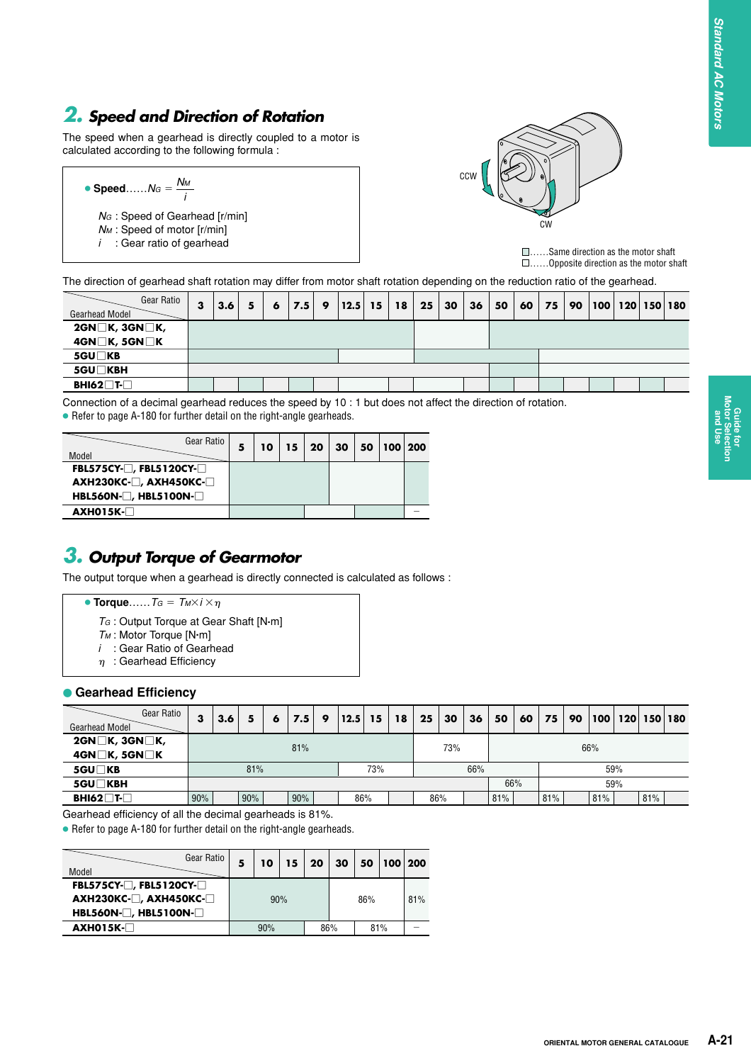## 2. Speed and Direction of Rotation

The speed when a gearhead is directly coupled to a motor is calculated according to the following formula :

- **Speed**……$N_G = \frac{N_M}{i}$

  $N_G$ : Speed of Gearhead [r/min]
  $N_M$ : Speed of motor [r/min]
  $i$ : Gear ratio of gearhead

CCW / CW

□……Same direction as the motor shaft
□……Opposite direction as the motor shaft

The direction of gearhead shaft rotation may differ from motor shaft rotation depending on the reduction ratio of the gearhead.

| Gearhead Model \ Gear Ratio | 3 | 3.6 | 5 | 6 | 7.5 | 9 | 12.5 | 15 | 18 | 25 | 30 | 36 | 50 | 60 | 75 | 90 | 100 | 120 | 150 | 180 |
|---|---|---|---|---|---|---|---|---|---|---|---|---|---|---|---|---|---|---|---|---|
| 2GN□K, 3GN□K, 4GN□K, 5GN□K | Same | Same | Same | Same | Same | Same | Same | Same | Same | Opposite | Opposite | Opposite | Same | Same | Same | Same | Same | Same | Same | Same |
| 5GU□KB | Same | Same | Same | Same | Same | Same | Opposite | Opposite | Opposite | Same | Same | Same | Same | Same | Opposite | Opposite | Opposite | Opposite | Opposite | Opposite |
| 5GU□KBH | – | – | – | – | – | – | – | – | – | – | – | – | Same | Same | Opposite | Opposite | Opposite | Opposite | Opposite | Opposite |
| BHI62□T-□ | Same | – | Same | – | Same | – | Opposite | Opposite | – | Opposite | Opposite | – | Same | – | Same | – | Same | – | Same | – |

Connection of a decimal gearhead reduces the speed by 10 : 1 but does not affect the direction of rotation.

- Refer to page A-180 for further detail on the right-angle gearheads.

| Model \ Gear Ratio | 5 | 10 | 15 | 20 | 30 | 50 | 100 | 200 |
|---|---|---|---|---|---|---|---|---|
| FBL575CY-□, FBL5120CY-□ AXH230KC-□, AXH450KC-□ HBL560N-□, HBL5100N-□ | Same | Same | Same | Same | Opposite | Opposite | Opposite | Same |
| AXH015K-□ | Same | Same | Same | Opposite | Opposite | Same | Same | – |

## 3. Output Torque of Gearmotor

The output torque when a gearhead is directly connected is calculated as follows :

- **Torque**……$T_G = T_M \times i \times \eta$

  $T_G$ : Output Torque at Gear Shaft [N·m]
  $T_M$ : Motor Torque [N·m]
  $i$ : Gear Ratio of Gearhead
  $\eta$ : Gearhead Efficiency

### Gearhead Efficiency

| Gearhead Model \ Gear Ratio | 3 | 3.6 | 5 | 6 | 7.5 | 9 | 12.5 | 15 | 18 | 25 | 30 | 36 | 50 | 60 | 75 | 90 | 100 | 120 | 150 | 180 |
|---|---|---|---|---|---|---|---|---|---|---|---|---|---|---|---|---|---|---|---|---|
| 2GN□K, 3GN□K, 4GN□K, 5GN□K | 81% | 81% | 81% | 81% | 81% | 81% | 81% | 81% | 81% | 73% | 73% | 73% | 66% | 66% | 66% | 66% | 66% | 66% | 66% | 66% |
| 5GU□KB | 81% | 81% | 81% | 81% | 81% | 81% | 73% | 73% | 73% | 66% | 66% | 66% | 66% | 66% | 59% | 59% | 59% | 59% | 59% | 59% |
| 5GU□KBH | | | | | | | | | | | | | 66% | 66% | 59% | 59% | 59% | 59% | 59% | 59% |
| BHI62□T-□ | 90% | | 90% | | 90% | | 86% | 86% | | 86% | 86% | | 81% | | 81% | | 81% | | 81% | |

Gearhead efficiency of all the decimal gearheads is 81%.

- Refer to page A-180 for further detail on the right-angle gearheads.

| Model \ Gear Ratio | 5 | 10 | 15 | 20 | 30 | 50 | 100 | 200 |
|---|---|---|---|---|---|---|---|---|
| FBL575CY-□, FBL5120CY-□ AXH230KC-□, AXH450KC-□ HBL560N-□, HBL5100N-□ | 90% | 90% | 90% | 90% | 86% | 86% | 86% | 81% |
| AXH015K-□ | 90% | 90% | 90% | 86% | 86% | 81% | 81% | – |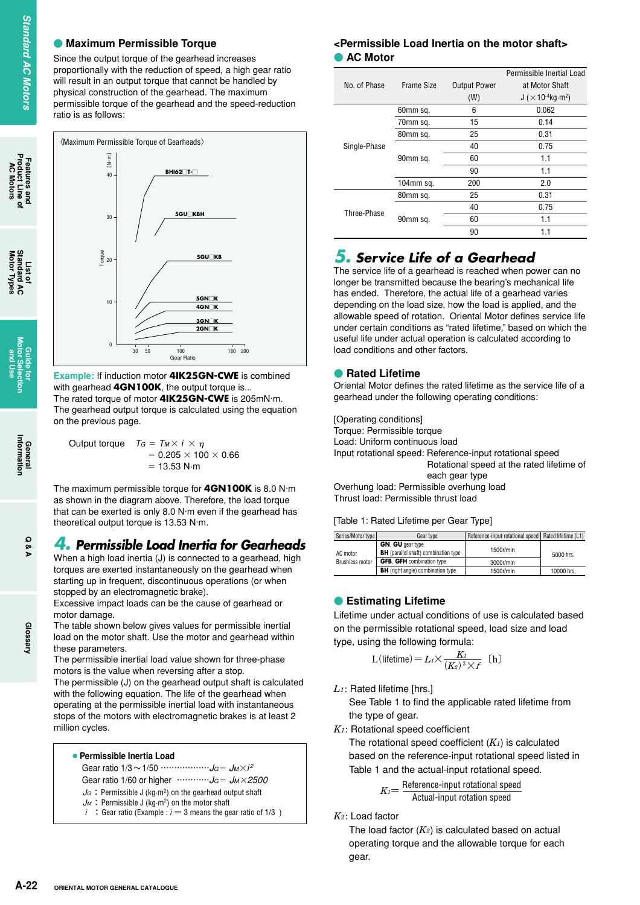## Maximum Permissible Torque

Since the output torque of the gearhead increases proportionally with the reduction of speed, a high gear ratio will result in an output torque that cannot be handled by physical construction of the gearhead. The maximum permissible torque of the gearhead and the speed-reduction ratio is as follows:

〈Maximum Permissible Torque of Gearheads〉

**Example:** If induction motor **4IK25GN-CWE** is combined with gearhead **4GN100K**, the output torque is...
The rated torque of motor **4IK25GN-CWE** is 205mN·m.
The gearhead output torque is calculated using the equation on the previous page.

Output torque $T_G = T_M \times i \times \eta$
$= 0.205 \times 100 \times 0.66$
$= 13.53$ N·m

The maximum permissible torque for **4GN100K** is 8.0 N·m as shown in the diagram above. Therefore, the load torque that can be exerted is only 8.0 N·m even if the gearhead has theoretical output torque is 13.53 N·m.

## 4. Permissible Load Inertia for Gearheads

When a high load inertia (J) is connected to a gearhead, high torques are exerted instantaneously on the gearhead when starting up in frequent, discontinuous operations (or when stopped by an electromagnetic brake).
Excessive impact loads can be the cause of gearhead or motor damage.
The table shown below gives values for permissible inertial load on the motor shaft. Use the motor and gearhead within these parameters.
The permissible inertial load value shown for three-phase motors is the value when reversing after a stop.
The permissible (J) on the gearhead output shaft is calculated with the following equation. The life of the gearhead when operating at the permissible inertial load with instantaneous stops of the motors with electromagnetic brakes is at least 2 million cycles.

**● Permissible Inertia Load**

Gear ratio 1/3～1/50 ··················$J_G = J_M \times i^2$
Gear ratio 1/60 or higher ············$J_G = J_M \times 2500$
$J_G$ : Permissible J (kg·m²) on the gearhead output shaft
$J_M$ : Permissible J (kg·m²) on the motor shaft
$i$ : Gear ratio (Example : $i$ = 3 means the gear ratio of 1/3 )

### <Permissible Load Inertia on the motor shaft>

**● AC Motor**

| No. of Phase | Frame Size | Output Power (W) | Permissible Inertial Load at Motor Shaft J (×10⁻⁴kg·m²) |
|---|---|---|---|
| Single-Phase | 60mm sq. | 6 | 0.062 |
| | 70mm sq. | 15 | 0.14 |
| | 80mm sq. | 25 | 0.31 |
| | 90mm sq. | 40 | 0.75 |
| | | 60 | 1.1 |
| | | 90 | 1.1 |
| | 104mm sq. | 200 | 2.0 |
| Three-Phase | 80mm sq. | 25 | 0.31 |
| | 90mm sq. | 40 | 0.75 |
| | | 60 | 1.1 |
| | | 90 | 1.1 |

## 5. Service Life of a Gearhead

The service life of a gearhead is reached when power can no longer be transmitted because the bearing's mechanical life has ended. Therefore, the actual life of a gearhead varies depending on the load size, how the load is applied, and the allowable speed of rotation. Oriental Motor defines service life under certain conditions as "rated lifetime," based on which the useful life under actual operation is calculated according to load conditions and other factors.

### ● Rated Lifetime

Oriental Motor defines the rated lifetime as the service life of a gearhead under the following operating conditions:

[Operating conditions]
Torque: Permissible torque
Load: Uniform continuous load
Input rotational speed: Reference-input rotational speed
Rotational speed at the rated lifetime of each gear type
Overhung load: Permissible overhung load
Thrust load: Permissible thrust load

[Table 1: Rated Lifetime per Gear Type]

| Series/Motor type | Gear type | Reference-input rotational speed | Rated lifetime (L1) |
|---|---|---|---|
| AC motor Brushless motor | **GN**, **GU** gear type, **BH** (parallel shaft) combination type | 1500r/min | 5000 hrs. |
| | **GFB**, **GFH** combination type | 3000r/min | |
| | **BH** (right angle) combination type | 1500r/min | 10000 hrs. |

### ● Estimating Lifetime

Lifetime under actual conditions of use is calculated based on the permissible rotational speed, load size and load type, using the following formula:

$$L(\text{lifetime}) = L_1 \times \frac{K_1}{(K_2)^3 \times f} \text{ [h]}$$

$L_1$: Rated lifetime [hrs.]
See Table 1 to find the applicable rated lifetime from the type of gear.

$K_1$: Rotational speed coefficient
The rotational speed coefficient ($K_1$) is calculated based on the reference-input rotational speed listed in Table 1 and the actual-input rotational speed.

$$K_1 = \frac{\text{Reference-input rotational speed}}{\text{Actual-input rotation speed}}$$

$K_2$: Load factor
The load factor ($K_2$) is calculated based on actual operating torque and the allowable torque for each gear.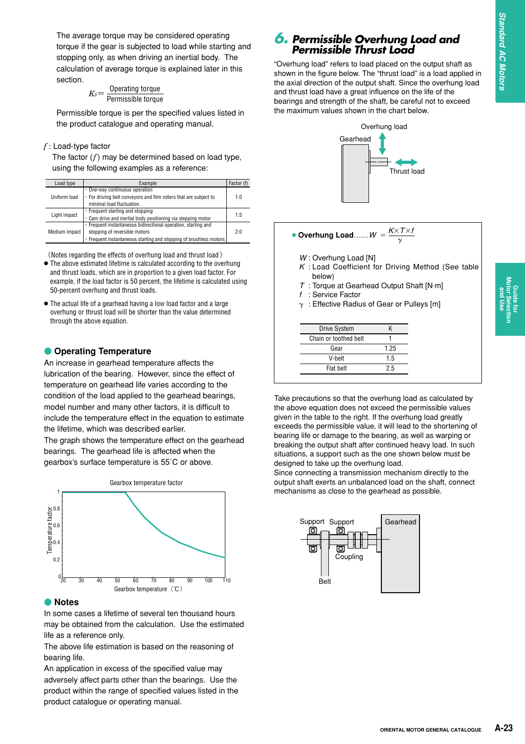The average torque may be considered operating torque if the gear is subjected to load while starting and stopping only, as when driving an inertial body. The calculation of average torque is explained later in this section.

$$K_2 = \frac{\text{Operating torque}}{\text{Permissible torque}}$$

Permissible torque is per the specified values listed in the product catalogue and operating manual.

$f$ : Load-type factor

The factor ($f$) may be determined based on load type, using the following examples as a reference:

| Load type | Example | Factor (f) |
|---|---|---|
| Uniform load | · One-way continuous operation<br>· For driving belt conveyors and film rollers that are subject to minimal load fluctuation. | 1.0 |
| Light impact | · Frequent starting and stopping<br>· Cam drive and inertial body positioning via stepping motor | 1.5 |
| Medium impact | · Frequent instantaneous bidirectional operation, starting and stopping of reversible motors<br>· Frequent instantaneous starting and stopping of brushless motors | 2.0 |

《Notes regarding the effects of overhung load and thrust load》

- The above estimated lifetime is calculated according to the overhung and thrust loads, which are in proportion to a given load factor. For example, if the load factor is 50 percent, the lifetime is calculated using 50-percent overhung and thrust loads.
- The actual life of a gearhead having a low load factor and a large overhung or thrust load will be shorter than the value determined through the above equation.

## Operating Temperature

An increase in gearhead temperature affects the lubrication of the bearing. However, since the effect of temperature on gearhead life varies according to the condition of the load applied to the gearhead bearings, model number and many other factors, it is difficult to include the temperature effect in the equation to estimate the lifetime, which was described earlier.

The graph shows the temperature effect on the gearhead bearings. The gearhead life is affected when the gearbox's surface temperature is 55˚C or above.

Gearbox temperature factor

Gearbox temperature (℃)

## Notes

In some cases a lifetime of several ten thousand hours may be obtained from the calculation. Use the estimated life as a reference only.

The above life estimation is based on the reasoning of bearing life.

An application in excess of the specified value may adversely affect parts other than the bearings. Use the product within the range of specified values listed in the product catalogue or operating manual.

# 6. Permissible Overhung Load and Permissible Thrust Load

"Overhung load" refers to load placed on the output shaft as shown in the figure below. The "thrust load" is a load applied in the axial direction of the output shaft. Since the overhung load and thrust load have a great influence on the life of the bearings and strength of the shaft, be careful not to exceed the maximum values shown in the chart below.

● **Overhung Load**……$W = \dfrac{K \times T \times f}{\gamma}$

$W$ : Overhung Load [N]
$K$ : Load Coefficient for Driving Method (See table below)
$T$ : Torque at Gearhead Output Shaft [N·m]
$f$ : Service Factor
$\gamma$ : Effective Radius of Gear or Pulleys [m]

| Drive System | K |
|---|---|
| Chain or toothed belt | 1 |
| Gear | 1.25 |
| V-belt | 1.5 |
| Flat belt | 2.5 |

Take precautions so that the overhung load as calculated by the above equation does not exceed the permissible values given in the table to the right. If the overhung load greatly exceeds the permissible value, it will lead to the shortening of bearing life or damage to the bearing, as well as warping or breaking the output shaft after continued heavy load. In such situations, a support such as the one shown below must be designed to take up the overhung load.

Since connecting a transmission mechanism directly to the output shaft exerts an unbalanced load on the shaft, connect mechanisms as close to the gearhead as possible.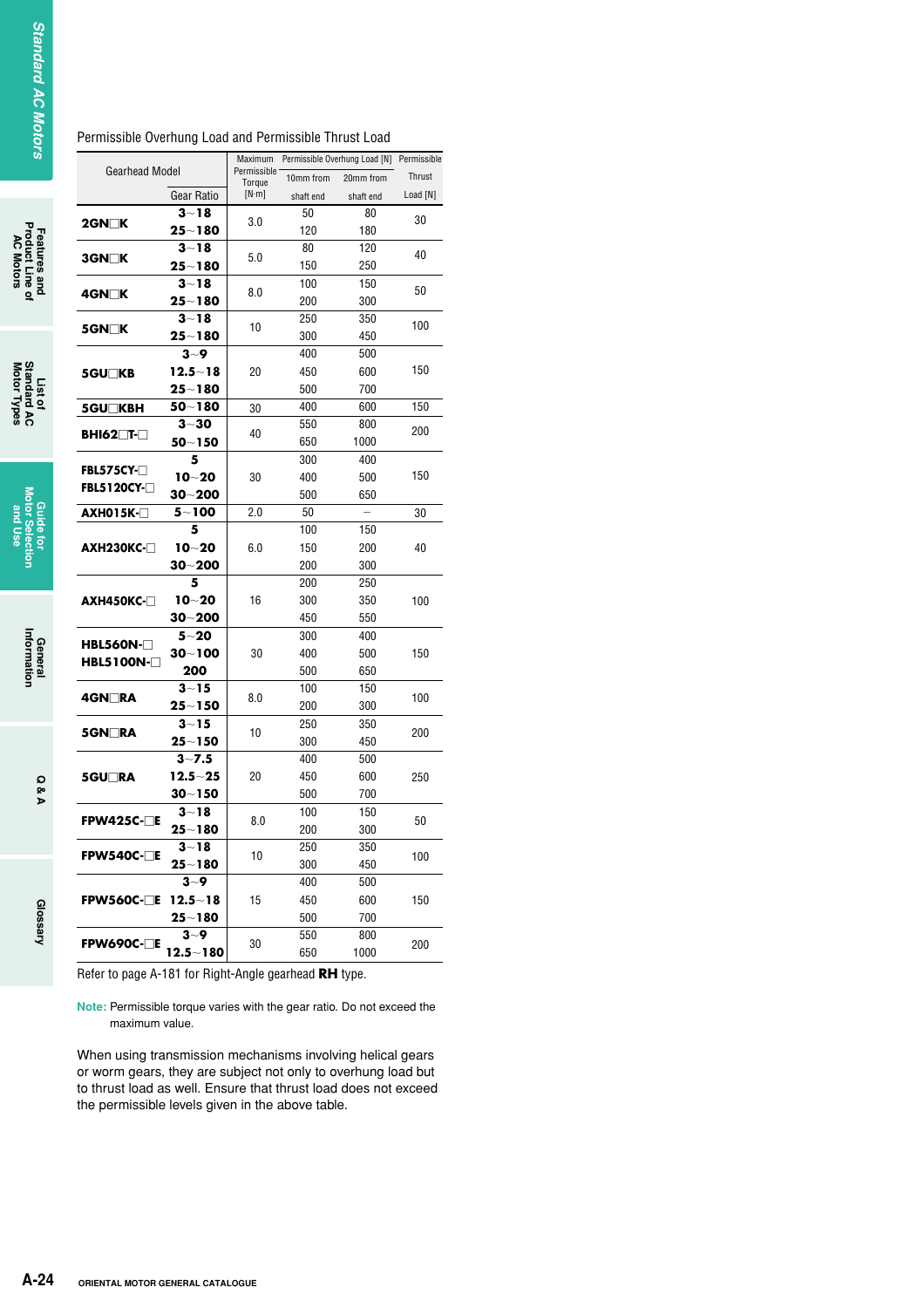Permissible Overhung Load and Permissible Thrust Load

| Gearhead Model | Gear Ratio | Maximum Permissible Torque [N·m] | Permissible Overhung Load [N] 10mm from shaft end | Permissible Overhung Load [N] 20mm from shaft end | Permissible Thrust Load [N] |
|---|---|---|---|---|---|
| **2GN□K** | **3～18** | 3.0 | 50 | 80 | 30 |
| | **25～180** | | 120 | 180 | |
| **3GN□K** | **3～18** | 5.0 | 80 | 120 | 40 |
| | **25～180** | | 150 | 250 | |
| **4GN□K** | **3～18** | 8.0 | 100 | 150 | 50 |
| | **25～180** | | 200 | 300 | |
| **5GN□K** | **3～18** | 10 | 250 | 350 | 100 |
| | **25～180** | | 300 | 450 | |
| **5GU□KB** | **3～9** | 20 | 400 | 500 | 150 |
| | **12.5～18** | | 450 | 600 | |
| | **25～180** | | 500 | 700 | |
| **5GU□KBH** | **50～180** | 30 | 400 | 600 | 150 |
| **BHI62□T-□** | **3～30** | 40 | 550 | 800 | 200 |
| | **50～150** | | 650 | 1000 | |
| **FBL575CY-□** **FBL5120CY-□** | **5** | 30 | 300 | 400 | 150 |
| | **10～20** | | 400 | 500 | |
| | **30～200** | | 500 | 650 | |
| **AXH015K-□** | **5～100** | 2.0 | 50 | – | 30 |
| **AXH230KC-□** | **5** | 6.0 | 100 | 150 | 40 |
| | **10～20** | | 150 | 200 | |
| | **30～200** | | 200 | 300 | |
| **AXH450KC-□** | **5** | 16 | 200 | 250 | 100 |
| | **10～20** | | 300 | 350 | |
| | **30～200** | | 450 | 550 | |
| **HBL560N-□** **HBL5100N-□** | **5～20** | 30 | 300 | 400 | 150 |
| | **30～100** | | 400 | 500 | |
| | **200** | | 500 | 650 | |
| **4GN□RA** | **3～15** | 8.0 | 100 | 150 | 100 |
| | **25～150** | | 200 | 300 | |
| **5GN□RA** | **3～15** | 10 | 250 | 350 | 200 |
| | **25～150** | | 300 | 450 | |
| **5GU□RA** | **3～7.5** | 20 | 400 | 500 | 250 |
| | **12.5～25** | | 450 | 600 | |
| | **30～150** | | 500 | 700 | |
| **FPW425C-□E** | **3～18** | 8.0 | 100 | 150 | 50 |
| | **25～180** | | 200 | 300 | |
| **FPW540C-□E** | **3～18** | 10 | 250 | 350 | 100 |
| | **25～180** | | 300 | 450 | |
| **FPW560C-□E** | **3～9** | 15 | 400 | 500 | 150 |
| | **12.5～18** | | 450 | 600 | |
| | **25～180** | | 500 | 700 | |
| **FPW690C-□E** | **3～9** | 30 | 550 | 800 | 200 |
| | **12.5～180** | | 650 | 1000 | |

Refer to page A-181 for Right-Angle gearhead **RH** type.

**Note:** Permissible torque varies with the gear ratio. Do not exceed the maximum value.

When using transmission mechanisms involving helical gears or worm gears, they are subject not only to overhung load but to thrust load as well. Ensure that thrust load does not exceed the permissible levels given in the above table.